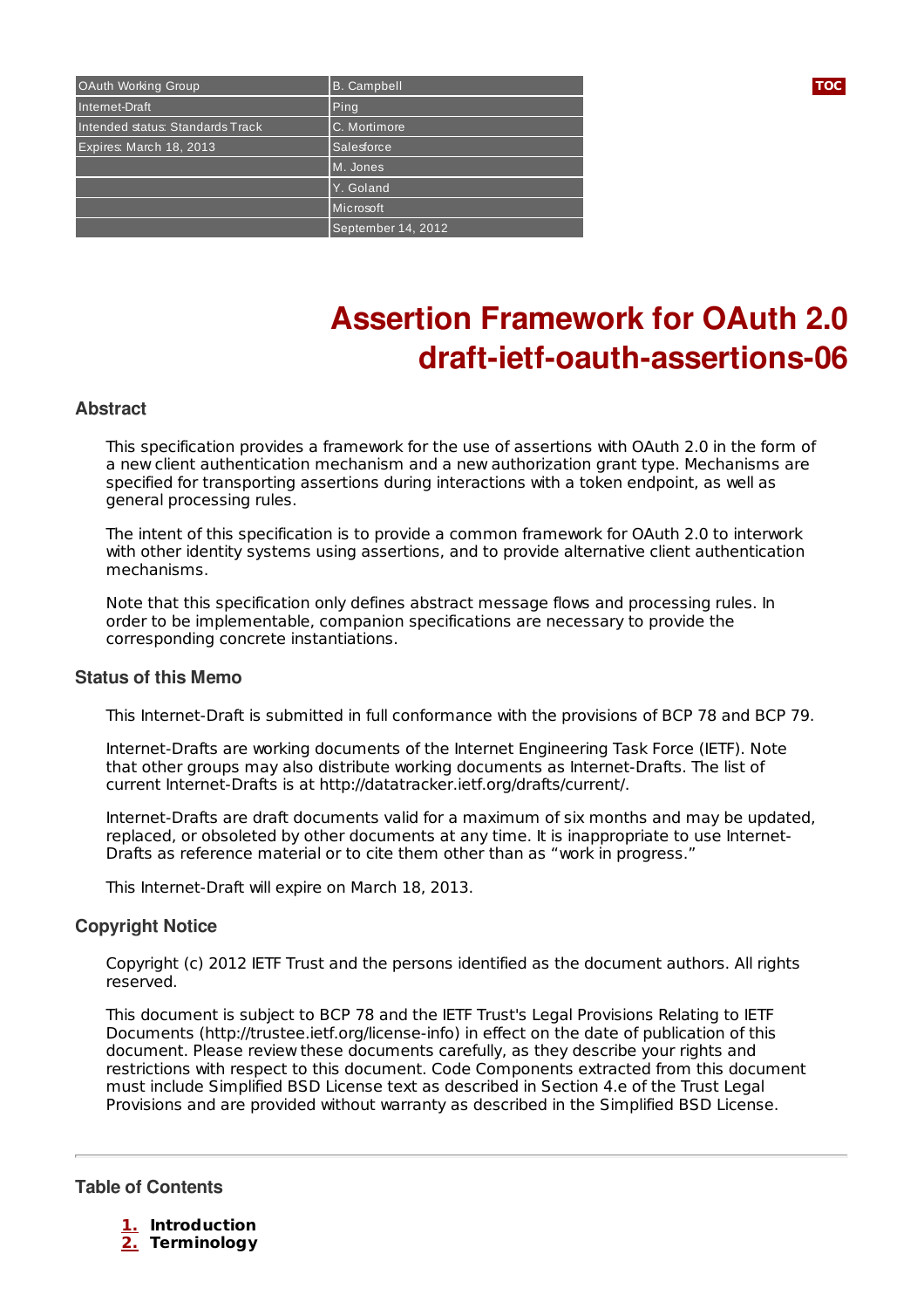| | |
|---|---|
| OAuth Working Group | B. Campbell |
| Internet-Draft | Ping |
| Intended status: Standards Track | C. Mortimore |
| Expires: March 18, 2013 | Salesforce |
| | M. Jones |
| | Y. Goland |
| | Microsoft |
| | September 14, 2012 |

# Assertion Framework for OAuth 2.0
# draft-ietf-oauth-assertions-06

## Abstract

This specification provides a framework for the use of assertions with OAuth 2.0 in the form of a new client authentication mechanism and a new authorization grant type. Mechanisms are specified for transporting assertions during interactions with a token endpoint, as well as general processing rules.

The intent of this specification is to provide a common framework for OAuth 2.0 to interwork with other identity systems using assertions, and to provide alternative client authentication mechanisms.

Note that this specification only defines abstract message flows and processing rules. In order to be implementable, companion specifications are necessary to provide the corresponding concrete instantiations.

## Status of this Memo

This Internet-Draft is submitted in full conformance with the provisions of BCP 78 and BCP 79.

Internet-Drafts are working documents of the Internet Engineering Task Force (IETF). Note that other groups may also distribute working documents as Internet-Drafts. The list of current Internet-Drafts is at http://datatracker.ietf.org/drafts/current/.

Internet-Drafts are draft documents valid for a maximum of six months and may be updated, replaced, or obsoleted by other documents at any time. It is inappropriate to use Internet-Drafts as reference material or to cite them other than as "work in progress."

This Internet-Draft will expire on March 18, 2013.

## Copyright Notice

Copyright (c) 2012 IETF Trust and the persons identified as the document authors. All rights reserved.

This document is subject to BCP 78 and the IETF Trust's Legal Provisions Relating to IETF Documents (http://trustee.ietf.org/license-info) in effect on the date of publication of this document. Please review these documents carefully, as they describe your rights and restrictions with respect to this document. Code Components extracted from this document must include Simplified BSD License text as described in Section 4.e of the Trust Legal Provisions and are provided without warranty as described in the Simplified BSD License.

---

## Table of Contents

1. **Introduction**
2. **Terminology**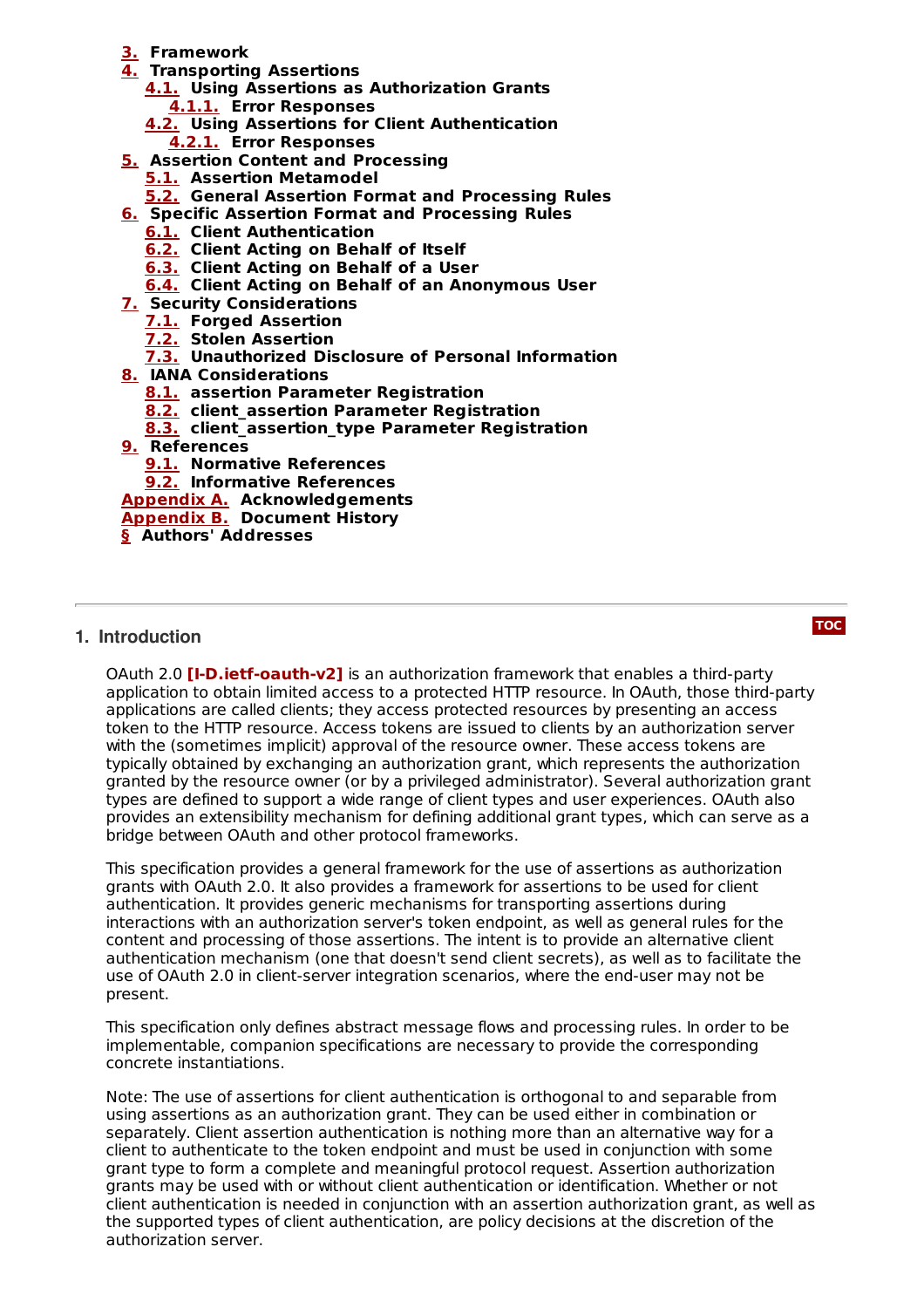3. Framework
4. Transporting Assertions
    4.1. Using Assertions as Authorization Grants
        4.1.1. Error Responses
    4.2. Using Assertions for Client Authentication
        4.2.1. Error Responses
5. Assertion Content and Processing
    5.1. Assertion Metamodel
    5.2. General Assertion Format and Processing Rules
6. Specific Assertion Format and Processing Rules
    6.1. Client Authentication
    6.2. Client Acting on Behalf of Itself
    6.3. Client Acting on Behalf of a User
    6.4. Client Acting on Behalf of an Anonymous User
7. Security Considerations
    7.1. Forged Assertion
    7.2. Stolen Assertion
    7.3. Unauthorized Disclosure of Personal Information
8. IANA Considerations
    8.1. assertion Parameter Registration
    8.2. client_assertion Parameter Registration
    8.3. client_assertion_type Parameter Registration
9. References
    9.1. Normative References
    9.2. Informative References
Appendix A. Acknowledgements
Appendix B. Document History
§ Authors' Addresses

---

## 1. Introduction

OAuth 2.0 **[I-D.ietf-oauth-v2]** is an authorization framework that enables a third-party application to obtain limited access to a protected HTTP resource. In OAuth, those third-party applications are called clients; they access protected resources by presenting an access token to the HTTP resource. Access tokens are issued to clients by an authorization server with the (sometimes implicit) approval of the resource owner. These access tokens are typically obtained by exchanging an authorization grant, which represents the authorization granted by the resource owner (or by a privileged administrator). Several authorization grant types are defined to support a wide range of client types and user experiences. OAuth also provides an extensibility mechanism for defining additional grant types, which can serve as a bridge between OAuth and other protocol frameworks.

This specification provides a general framework for the use of assertions as authorization grants with OAuth 2.0. It also provides a framework for assertions to be used for client authentication. It provides generic mechanisms for transporting assertions during interactions with an authorization server's token endpoint, as well as general rules for the content and processing of those assertions. The intent is to provide an alternative client authentication mechanism (one that doesn't send client secrets), as well as to facilitate the use of OAuth 2.0 in client-server integration scenarios, where the end-user may not be present.

This specification only defines abstract message flows and processing rules. In order to be implementable, companion specifications are necessary to provide the corresponding concrete instantiations.

Note: The use of assertions for client authentication is orthogonal to and separable from using assertions as an authorization grant. They can be used either in combination or separately. Client assertion authentication is nothing more than an alternative way for a client to authenticate to the token endpoint and must be used in conjunction with some grant type to form a complete and meaningful protocol request. Assertion authorization grants may be used with or without client authentication or identification. Whether or not client authentication is needed in conjunction with an assertion authorization grant, as well as the supported types of client authentication, are policy decisions at the discretion of the authorization server.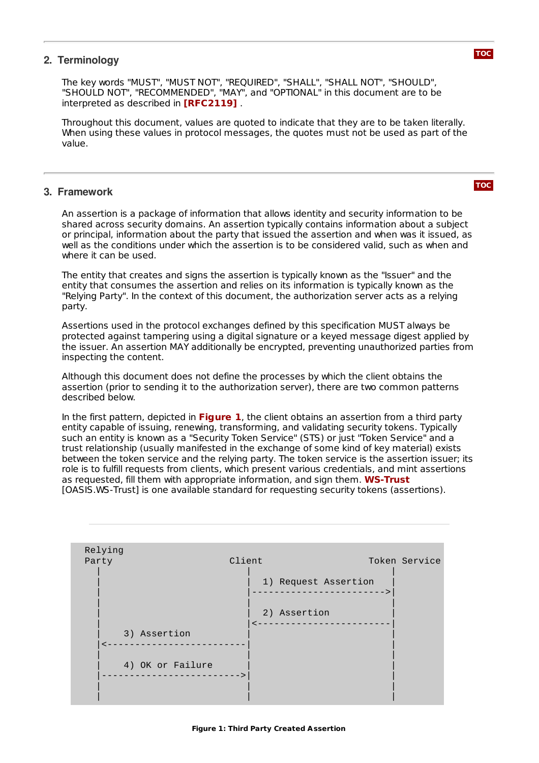## 2. Terminology

The key words "MUST", "MUST NOT", "REQUIRED", "SHALL", "SHALL NOT", "SHOULD", "SHOULD NOT", "RECOMMENDED", "MAY", and "OPTIONAL" in this document are to be interpreted as described in **[RFC2119]** .

Throughout this document, values are quoted to indicate that they are to be taken literally. When using these values in protocol messages, the quotes must not be used as part of the value.

## 3. Framework

An assertion is a package of information that allows identity and security information to be shared across security domains. An assertion typically contains information about a subject or principal, information about the party that issued the assertion and when was it issued, as well as the conditions under which the assertion is to be considered valid, such as when and where it can be used.

The entity that creates and signs the assertion is typically known as the "Issuer" and the entity that consumes the assertion and relies on its information is typically known as the "Relying Party". In the context of this document, the authorization server acts as a relying party.

Assertions used in the protocol exchanges defined by this specification MUST always be protected against tampering using a digital signature or a keyed message digest applied by the issuer. An assertion MAY additionally be encrypted, preventing unauthorized parties from inspecting the content.

Although this document does not define the processes by which the client obtains the assertion (prior to sending it to the authorization server), there are two common patterns described below.

In the first pattern, depicted in **Figure 1**, the client obtains an assertion from a third party entity capable of issuing, renewing, transforming, and validating security tokens. Typically such an entity is known as a "Security Token Service" (STS) or just "Token Service" and a trust relationship (usually manifested in the exchange of some kind of key material) exists between the token service and the relying party. The token service is the assertion issuer; its role is to fulfill requests from clients, which present various credentials, and mint assertions as requested, fill them with appropriate information, and sign them. **WS-Trust** [OASIS.WS-Trust] is one available standard for requesting security tokens (assertions).

```
  Relying
  Party                      Client                   Token Service
    |                          |                          |
    |                          |  1) Request Assertion    |
    |                          |------------------------->|
    |                          |                          |
    |                          |  2) Assertion            |
    |                          |<-------------------------|
    |    3) Assertion          |                          |
    |<-------------------------|                          |
    |                          |                          |
    |    4) OK or Failure      |                          |
    |------------------------->|                          |
    |                          |                          |
    |                          |                          |
```

**Figure 1: Third Party Created Assertion**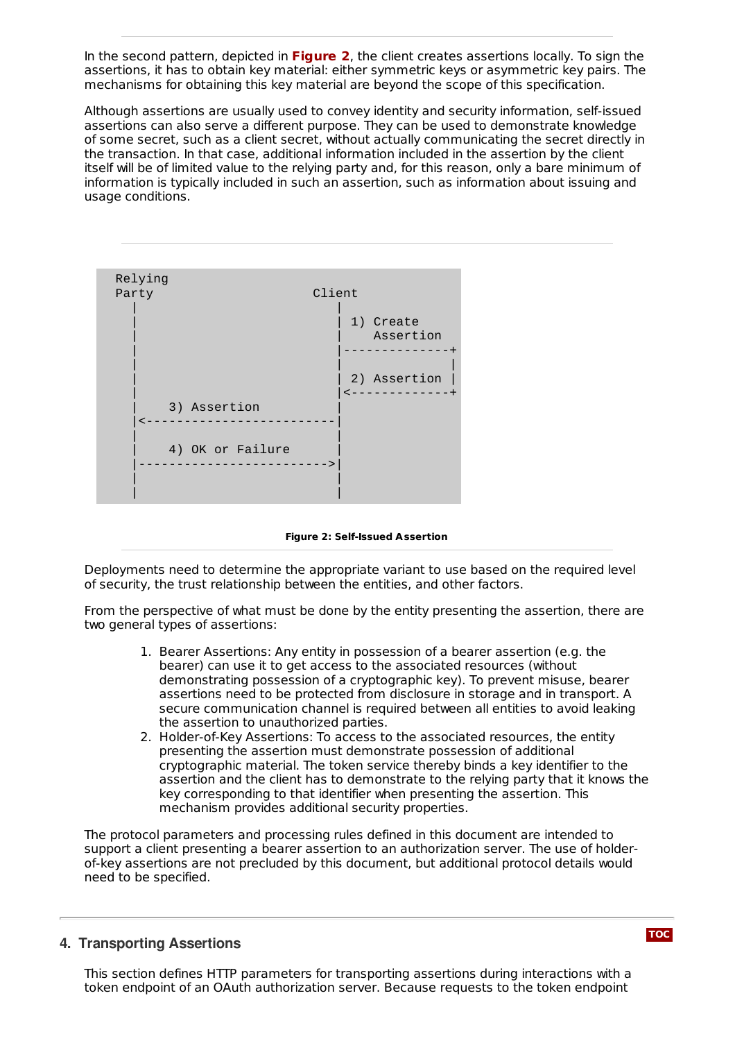In the second pattern, depicted in **Figure 2**, the client creates assertions locally. To sign the assertions, it has to obtain key material: either symmetric keys or asymmetric key pairs. The mechanisms for obtaining this key material are beyond the scope of this specification.

Although assertions are usually used to convey identity and security information, self-issued assertions can also serve a different purpose. They can be used to demonstrate knowledge of some secret, such as a client secret, without actually communicating the secret directly in the transaction. In that case, additional information included in the assertion by the client itself will be of limited value to the relying party and, for this reason, only a bare minimum of information is typically included in such an assertion, such as information about issuing and usage conditions.

```
  Relying
  Party                     Client
    |                         |
    |                         | 1) Create
    |                         |    Assertion
    |                         |--------------+
    |                         |              |
    |                         | 2) Assertion |
    |                         |<-------------+
    |    3) Assertion         |
    |<------------------------|
    |                         |
    |    4) OK or Failure     |
    |------------------------>|
    |                         |
    |                         |
```

**Figure 2: Self-Issued Assertion**

Deployments need to determine the appropriate variant to use based on the required level of security, the trust relationship between the entities, and other factors.

From the perspective of what must be done by the entity presenting the assertion, there are two general types of assertions:

1. Bearer Assertions: Any entity in possession of a bearer assertion (e.g. the bearer) can use it to get access to the associated resources (without demonstrating possession of a cryptographic key). To prevent misuse, bearer assertions need to be protected from disclosure in storage and in transport. A secure communication channel is required between all entities to avoid leaking the assertion to unauthorized parties.
2. Holder-of-Key Assertions: To access to the associated resources, the entity presenting the assertion must demonstrate possession of additional cryptographic material. The token service thereby binds a key identifier to the assertion and the client has to demonstrate to the relying party that it knows the key corresponding to that identifier when presenting the assertion. This mechanism provides additional security properties.

The protocol parameters and processing rules defined in this document are intended to support a client presenting a bearer assertion to an authorization server. The use of holder-of-key assertions are not precluded by this document, but additional protocol details would need to be specified.

## 4. Transporting Assertions

This section defines HTTP parameters for transporting assertions during interactions with a token endpoint of an OAuth authorization server. Because requests to the token endpoint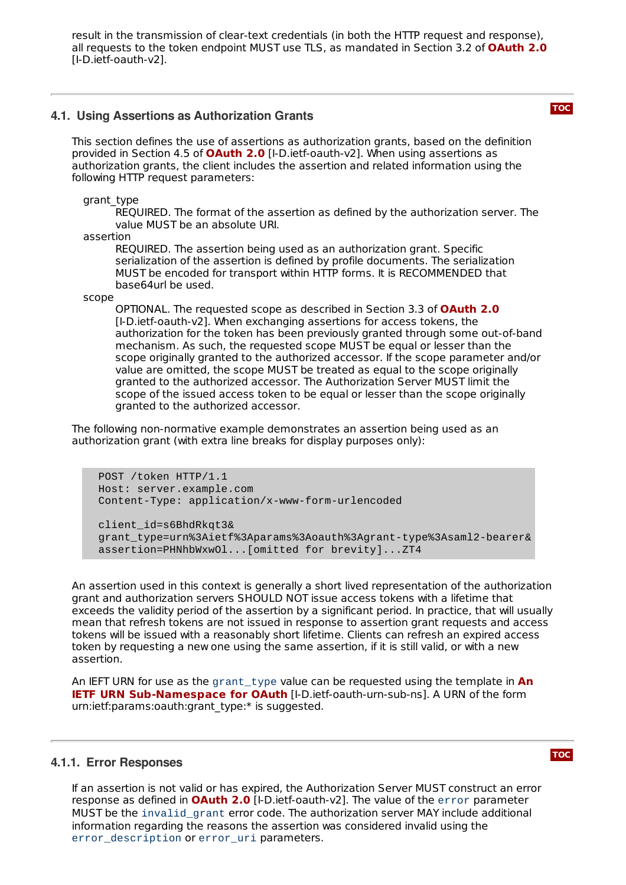result in the transmission of clear-text credentials (in both the HTTP request and response), all requests to the token endpoint MUST use TLS, as mandated in Section 3.2 of **OAuth 2.0** [I-D.ietf-oauth-v2].

## 4.1. Using Assertions as Authorization Grants

This section defines the use of assertions as authorization grants, based on the definition provided in Section 4.5 of **OAuth 2.0** [I-D.ietf-oauth-v2]. When using assertions as authorization grants, the client includes the assertion and related information using the following HTTP request parameters:

grant_type
: REQUIRED. The format of the assertion as defined by the authorization server. The value MUST be an absolute URI.

assertion
: REQUIRED. The assertion being used as an authorization grant. Specific serialization of the assertion is defined by profile documents. The serialization MUST be encoded for transport within HTTP forms. It is RECOMMENDED that base64url be used.

scope
: OPTIONAL. The requested scope as described in Section 3.3 of **OAuth 2.0** [I-D.ietf-oauth-v2]. When exchanging assertions for access tokens, the authorization for the token has been previously granted through some out-of-band mechanism. As such, the requested scope MUST be equal or lesser than the scope originally granted to the authorized accessor. If the scope parameter and/or value are omitted, the scope MUST be treated as equal to the scope originally granted to the authorized accessor. The Authorization Server MUST limit the scope of the issued access token to be equal or lesser than the scope originally granted to the authorized accessor.

The following non-normative example demonstrates an assertion being used as an authorization grant (with extra line breaks for display purposes only):

```
POST /token HTTP/1.1
Host: server.example.com
Content-Type: application/x-www-form-urlencoded

client_id=s6BhdRkqt3&
grant_type=urn%3Aietf%3Aparams%3Aoauth%3Agrant-type%3Asaml2-bearer&
assertion=PHNhbWxwOl...[omitted for brevity]...ZT4
```

An assertion used in this context is generally a short lived representation of the authorization grant and authorization servers SHOULD NOT issue access tokens with a lifetime that exceeds the validity period of the assertion by a significant period. In practice, that will usually mean that refresh tokens are not issued in response to assertion grant requests and access tokens will be issued with a reasonably short lifetime. Clients can refresh an expired access token by requesting a new one using the same assertion, if it is still valid, or with a new assertion.

An IEFT URN for use as the `grant_type` value can be requested using the template in **An IETF URN Sub-Namespace for OAuth** [I-D.ietf-oauth-urn-sub-ns]. A URN of the form urn:ietf:params:oauth:grant_type:* is suggested.

### 4.1.1. Error Responses

If an assertion is not valid or has expired, the Authorization Server MUST construct an error response as defined in **OAuth 2.0** [I-D.ietf-oauth-v2]. The value of the `error` parameter MUST be the `invalid_grant` error code. The authorization server MAY include additional information regarding the reasons the assertion was considered invalid using the `error_description` or `error_uri` parameters.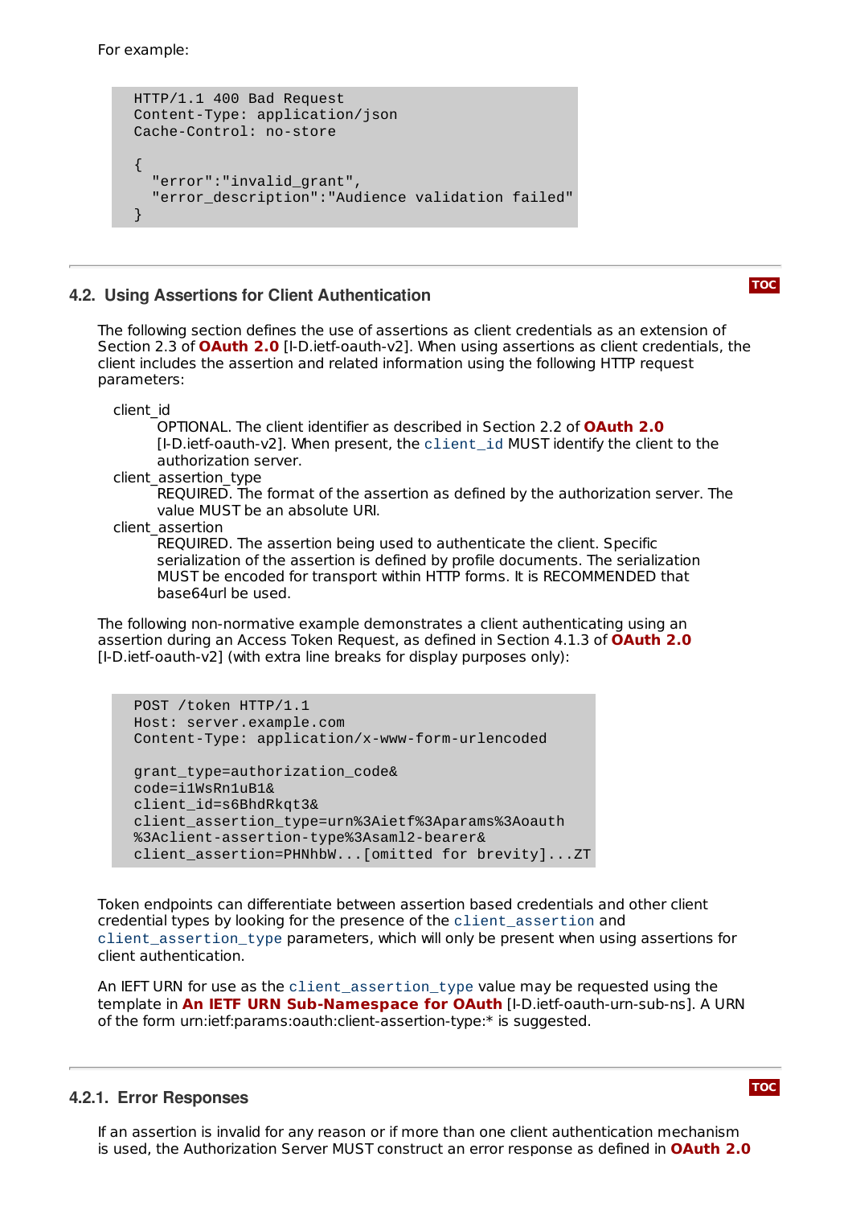For example:

```
HTTP/1.1 400 Bad Request
Content-Type: application/json
Cache-Control: no-store

{
  "error":"invalid_grant",
  "error_description":"Audience validation failed"
}
```

### 4.2. Using Assertions for Client Authentication

The following section defines the use of assertions as client credentials as an extension of Section 2.3 of **OAuth 2.0** [I-D.ietf-oauth-v2]. When using assertions as client credentials, the client includes the assertion and related information using the following HTTP request parameters:

client_id
: OPTIONAL. The client identifier as described in Section 2.2 of **OAuth 2.0** [I-D.ietf-oauth-v2]. When present, the `client_id` MUST identify the client to the authorization server.

client_assertion_type
: REQUIRED. The format of the assertion as defined by the authorization server. The value MUST be an absolute URI.

client_assertion
: REQUIRED. The assertion being used to authenticate the client. Specific serialization of the assertion is defined by profile documents. The serialization MUST be encoded for transport within HTTP forms. It is RECOMMENDED that base64url be used.

The following non-normative example demonstrates a client authenticating using an assertion during an Access Token Request, as defined in Section 4.1.3 of **OAuth 2.0** [I-D.ietf-oauth-v2] (with extra line breaks for display purposes only):

```
POST /token HTTP/1.1
Host: server.example.com
Content-Type: application/x-www-form-urlencoded

grant_type=authorization_code&
code=i1WsRn1uB1&
client_id=s6BhdRkqt3&
client_assertion_type=urn%3Aietf%3Aparams%3Aoauth
%3Aclient-assertion-type%3Asaml2-bearer&
client_assertion=PHNhbW...[omitted for brevity]...ZT
```

Token endpoints can differentiate between assertion based credentials and other client credential types by looking for the presence of the `client_assertion` and `client_assertion_type` parameters, which will only be present when using assertions for client authentication.

An IEFT URN for use as the `client_assertion_type` value may be requested using the template in **An IETF URN Sub-Namespace for OAuth** [I-D.ietf-oauth-urn-sub-ns]. A URN of the form urn:ietf:params:oauth:client-assertion-type:* is suggested.

#### 4.2.1. Error Responses

If an assertion is invalid for any reason or if more than one client authentication mechanism is used, the Authorization Server MUST construct an error response as defined in **OAuth 2.0**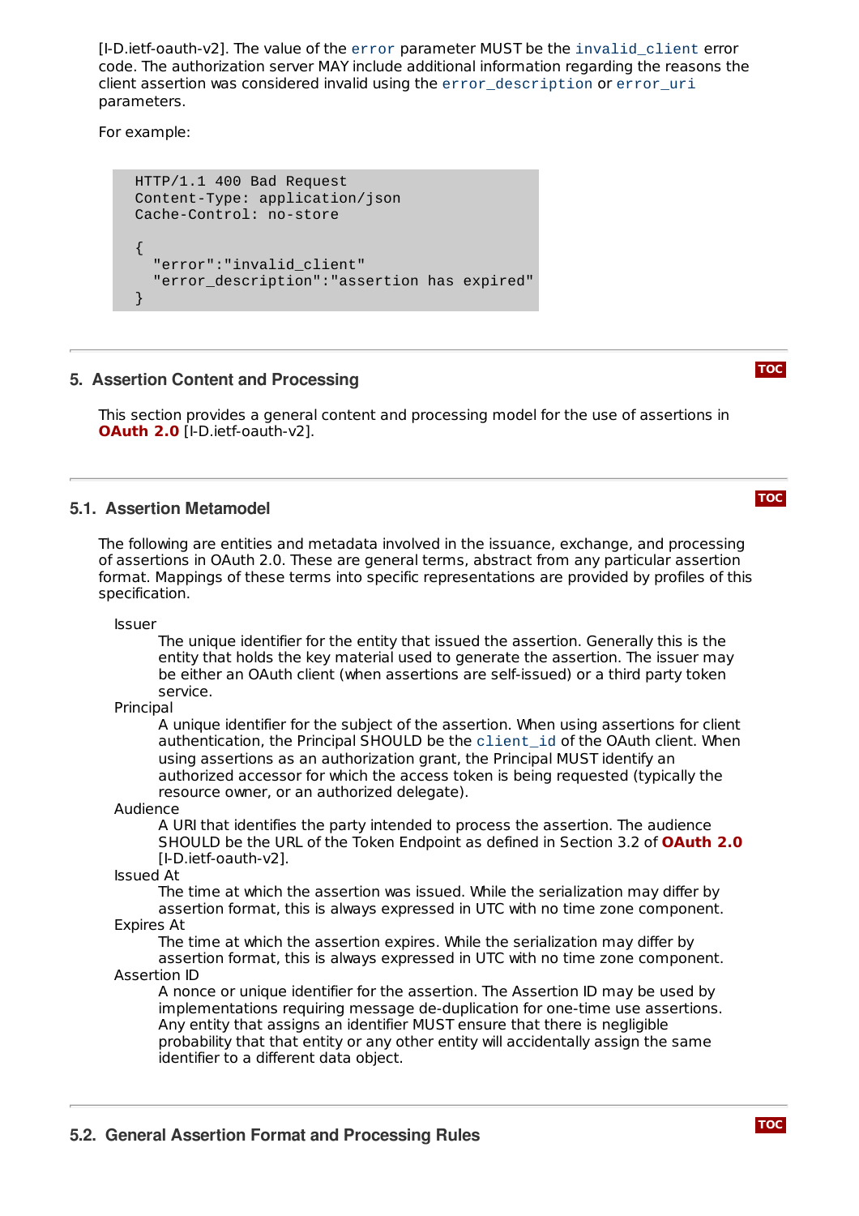[I-D.ietf-oauth-v2]. The value of the `error` parameter MUST be the `invalid_client` error code. The authorization server MAY include additional information regarding the reasons the client assertion was considered invalid using the `error_description` or `error_uri` parameters.

For example:

```
HTTP/1.1 400 Bad Request
Content-Type: application/json
Cache-Control: no-store

{
  "error":"invalid_client"
  "error_description":"assertion has expired"
}
```

## 5. Assertion Content and Processing

This section provides a general content and processing model for the use of assertions in **OAuth 2.0** [I-D.ietf-oauth-v2].

### 5.1. Assertion Metamodel

The following are entities and metadata involved in the issuance, exchange, and processing of assertions in OAuth 2.0. These are general terms, abstract from any particular assertion format. Mappings of these terms into specific representations are provided by profiles of this specification.

Issuer
: The unique identifier for the entity that issued the assertion. Generally this is the entity that holds the key material used to generate the assertion. The issuer may be either an OAuth client (when assertions are self-issued) or a third party token service.

Principal
: A unique identifier for the subject of the assertion. When using assertions for client authentication, the Principal SHOULD be the `client_id` of the OAuth client. When using assertions as an authorization grant, the Principal MUST identify an authorized accessor for which the access token is being requested (typically the resource owner, or an authorized delegate).

Audience
: A URI that identifies the party intended to process the assertion. The audience SHOULD be the URL of the Token Endpoint as defined in Section 3.2 of **OAuth 2.0** [I-D.ietf-oauth-v2].

Issued At
: The time at which the assertion was issued. While the serialization may differ by assertion format, this is always expressed in UTC with no time zone component.

Expires At
: The time at which the assertion expires. While the serialization may differ by assertion format, this is always expressed in UTC with no time zone component.

Assertion ID
: A nonce or unique identifier for the assertion. The Assertion ID may be used by implementations requiring message de-duplication for one-time use assertions. Any entity that assigns an identifier MUST ensure that there is negligible probability that that entity or any other entity will accidentally assign the same identifier to a different data object.

### 5.2. General Assertion Format and Processing Rules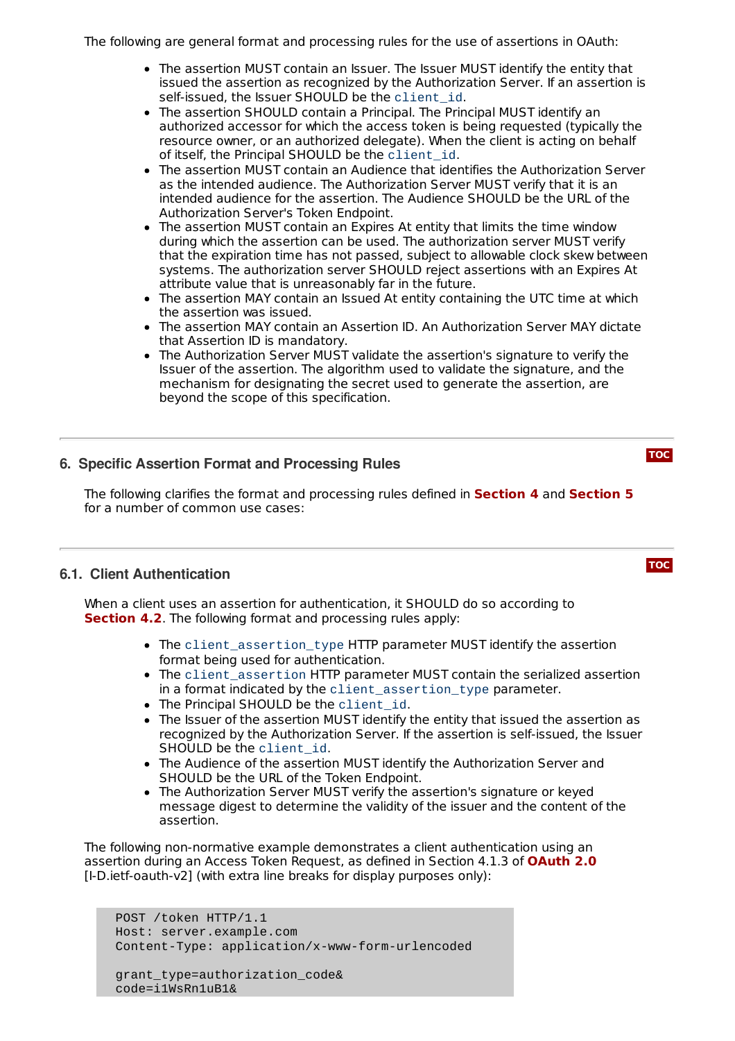The following are general format and processing rules for the use of assertions in OAuth:

- The assertion MUST contain an Issuer. The Issuer MUST identify the entity that issued the assertion as recognized by the Authorization Server. If an assertion is self-issued, the Issuer SHOULD be the `client_id`.
- The assertion SHOULD contain a Principal. The Principal MUST identify an authorized accessor for which the access token is being requested (typically the resource owner, or an authorized delegate). When the client is acting on behalf of itself, the Principal SHOULD be the `client_id`.
- The assertion MUST contain an Audience that identifies the Authorization Server as the intended audience. The Authorization Server MUST verify that it is an intended audience for the assertion. The Audience SHOULD be the URL of the Authorization Server's Token Endpoint.
- The assertion MUST contain an Expires At entity that limits the time window during which the assertion can be used. The authorization server MUST verify that the expiration time has not passed, subject to allowable clock skew between systems. The authorization server SHOULD reject assertions with an Expires At attribute value that is unreasonably far in the future.
- The assertion MAY contain an Issued At entity containing the UTC time at which the assertion was issued.
- The assertion MAY contain an Assertion ID. An Authorization Server MAY dictate that Assertion ID is mandatory.
- The Authorization Server MUST validate the assertion's signature to verify the Issuer of the assertion. The algorithm used to validate the signature, and the mechanism for designating the secret used to generate the assertion, are beyond the scope of this specification.

## 6. Specific Assertion Format and Processing Rules

The following clarifies the format and processing rules defined in **Section 4** and **Section 5** for a number of common use cases:

### 6.1. Client Authentication

When a client uses an assertion for authentication, it SHOULD do so according to **Section 4.2**. The following format and processing rules apply:

- The `client_assertion_type` HTTP parameter MUST identify the assertion format being used for authentication.
- The `client_assertion` HTTP parameter MUST contain the serialized assertion in a format indicated by the `client_assertion_type` parameter.
- The Principal SHOULD be the `client_id`.
- The Issuer of the assertion MUST identify the entity that issued the assertion as recognized by the Authorization Server. If the assertion is self-issued, the Issuer SHOULD be the `client_id`.
- The Audience of the assertion MUST identify the Authorization Server and SHOULD be the URL of the Token Endpoint.
- The Authorization Server MUST verify the assertion's signature or keyed message digest to determine the validity of the issuer and the content of the assertion.

The following non-normative example demonstrates a client authentication using an assertion during an Access Token Request, as defined in Section 4.1.3 of **OAuth 2.0** [I-D.ietf-oauth-v2] (with extra line breaks for display purposes only):

```
POST /token HTTP/1.1
Host: server.example.com
Content-Type: application/x-www-form-urlencoded

grant_type=authorization_code&
code=i1WsRn1uB1&
```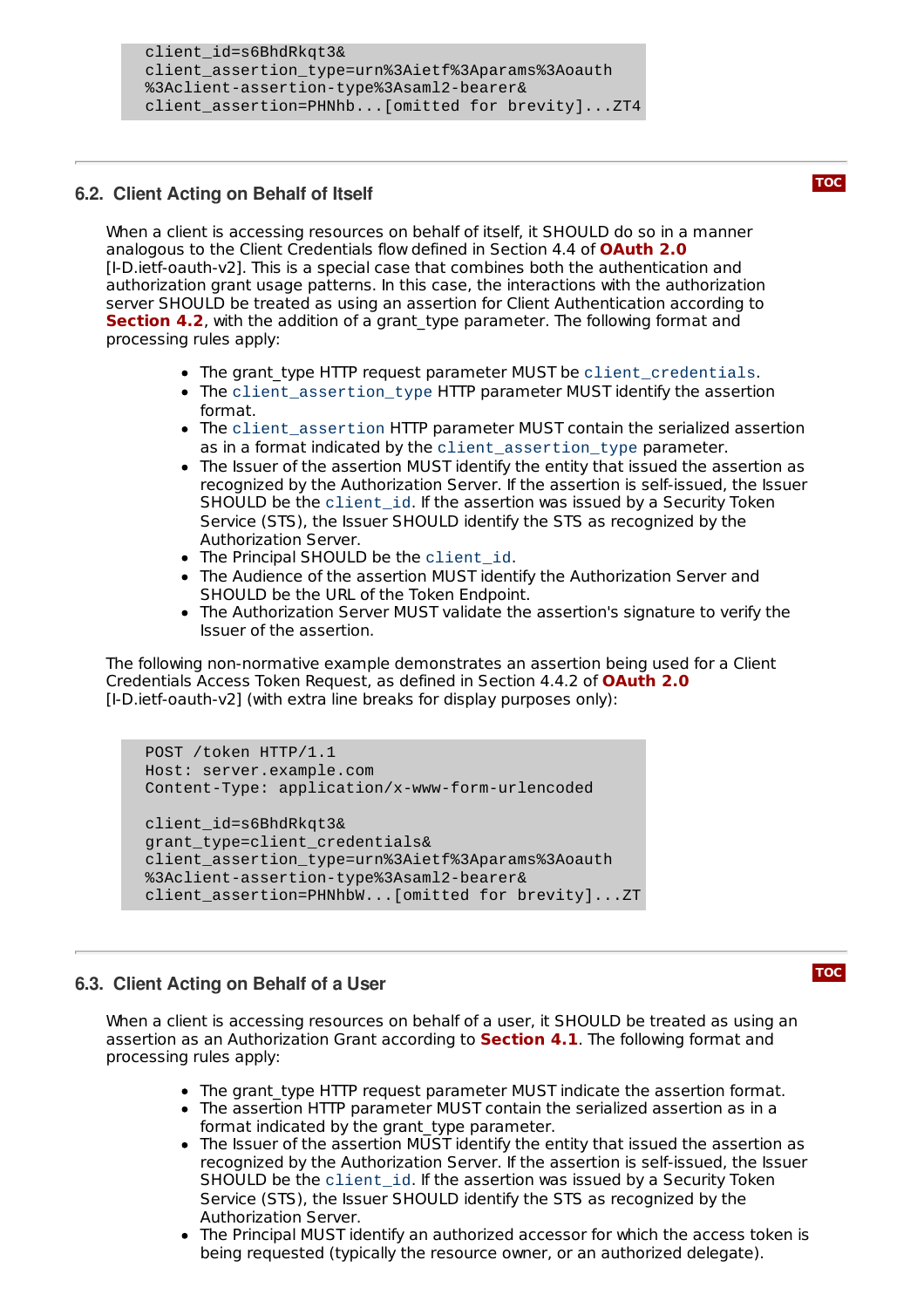```
client_id=s6BhdRkqt3&
client_assertion_type=urn%3Aietf%3Aparams%3Aoauth
%3Aclient-assertion-type%3Asaml2-bearer&
client_assertion=PHNhb...[omitted for brevity]...ZT4
```

### 6.2. Client Acting on Behalf of Itself

When a client is accessing resources on behalf of itself, it SHOULD do so in a manner analogous to the Client Credentials flow defined in Section 4.4 of **OAuth 2.0** [I-D.ietf-oauth-v2]. This is a special case that combines both the authentication and authorization grant usage patterns. In this case, the interactions with the authorization server SHOULD be treated as using an assertion for Client Authentication according to **Section 4.2**, with the addition of a grant_type parameter. The following format and processing rules apply:

- The grant_type HTTP request parameter MUST be `client_credentials`.
- The `client_assertion_type` HTTP parameter MUST identify the assertion format.
- The `client_assertion` HTTP parameter MUST contain the serialized assertion as in a format indicated by the `client_assertion_type` parameter.
- The Issuer of the assertion MUST identify the entity that issued the assertion as recognized by the Authorization Server. If the assertion is self-issued, the Issuer SHOULD be the `client_id`. If the assertion was issued by a Security Token Service (STS), the Issuer SHOULD identify the STS as recognized by the Authorization Server.
- The Principal SHOULD be the `client_id`.
- The Audience of the assertion MUST identify the Authorization Server and SHOULD be the URL of the Token Endpoint.
- The Authorization Server MUST validate the assertion's signature to verify the Issuer of the assertion.

The following non-normative example demonstrates an assertion being used for a Client Credentials Access Token Request, as defined in Section 4.4.2 of **OAuth 2.0** [I-D.ietf-oauth-v2] (with extra line breaks for display purposes only):

```
POST /token HTTP/1.1
Host: server.example.com
Content-Type: application/x-www-form-urlencoded

client_id=s6BhdRkqt3&
grant_type=client_credentials&
client_assertion_type=urn%3Aietf%3Aparams%3Aoauth
%3Aclient-assertion-type%3Asaml2-bearer&
client_assertion=PHNhbW...[omitted for brevity]...ZT
```

### 6.3. Client Acting on Behalf of a User

When a client is accessing resources on behalf of a user, it SHOULD be treated as using an assertion as an Authorization Grant according to **Section 4.1**. The following format and processing rules apply:

- The grant_type HTTP request parameter MUST indicate the assertion format.
- The assertion HTTP parameter MUST contain the serialized assertion as in a format indicated by the grant_type parameter.
- The Issuer of the assertion MUST identify the entity that issued the assertion as recognized by the Authorization Server. If the assertion is self-issued, the Issuer SHOULD be the `client_id`. If the assertion was issued by a Security Token Service (STS), the Issuer SHOULD identify the STS as recognized by the Authorization Server.
- The Principal MUST identify an authorized accessor for which the access token is being requested (typically the resource owner, or an authorized delegate).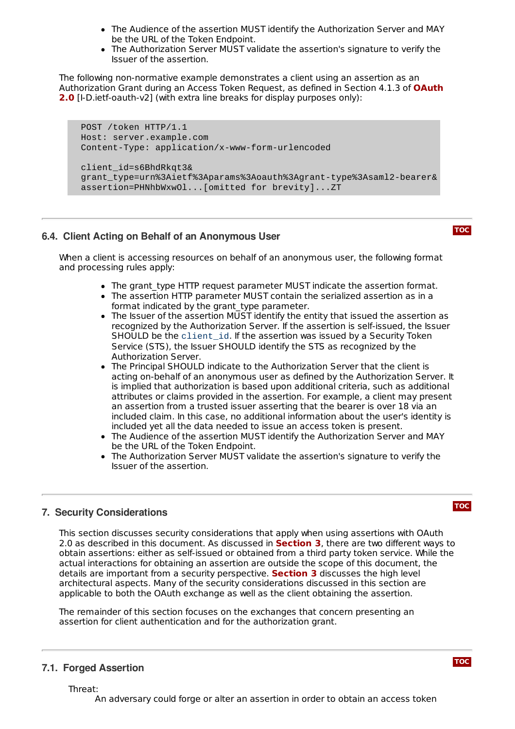- The Audience of the assertion MUST identify the Authorization Server and MAY be the URL of the Token Endpoint.
- The Authorization Server MUST validate the assertion's signature to verify the Issuer of the assertion.

The following non-normative example demonstrates a client using an assertion as an Authorization Grant during an Access Token Request, as defined in Section 4.1.3 of **OAuth 2.0** [I-D.ietf-oauth-v2] (with extra line breaks for display purposes only):

```
POST /token HTTP/1.1
Host: server.example.com
Content-Type: application/x-www-form-urlencoded

client_id=s6BhdRkqt3&
grant_type=urn%3Aietf%3Aparams%3Aoauth%3Agrant-type%3Asaml2-bearer&
assertion=PHNhbWxwOl...[omitted for brevity]...ZT
```

## 6.4. Client Acting on Behalf of an Anonymous User

When a client is accessing resources on behalf of an anonymous user, the following format and processing rules apply:

- The grant_type HTTP request parameter MUST indicate the assertion format.
- The assertion HTTP parameter MUST contain the serialized assertion as in a format indicated by the grant_type parameter.
- The Issuer of the assertion MUST identify the entity that issued the assertion as recognized by the Authorization Server. If the assertion is self-issued, the Issuer SHOULD be the `client_id`. If the assertion was issued by a Security Token Service (STS), the Issuer SHOULD identify the STS as recognized by the Authorization Server.
- The Principal SHOULD indicate to the Authorization Server that the client is acting on-behalf of an anonymous user as defined by the Authorization Server. It is implied that authorization is based upon additional criteria, such as additional attributes or claims provided in the assertion. For example, a client may present an assertion from a trusted issuer asserting that the bearer is over 18 via an included claim. In this case, no additional information about the user's identity is included yet all the data needed to issue an access token is present.
- The Audience of the assertion MUST identify the Authorization Server and MAY be the URL of the Token Endpoint.
- The Authorization Server MUST validate the assertion's signature to verify the Issuer of the assertion.

## 7. Security Considerations

This section discusses security considerations that apply when using assertions with OAuth 2.0 as described in this document. As discussed in **Section 3**, there are two different ways to obtain assertions: either as self-issued or obtained from a third party token service. While the actual interactions for obtaining an assertion are outside the scope of this document, the details are important from a security perspective. **Section 3** discusses the high level architectural aspects. Many of the security considerations discussed in this section are applicable to both the OAuth exchange as well as the client obtaining the assertion.

The remainder of this section focuses on the exchanges that concern presenting an assertion for client authentication and for the authorization grant.

## 7.1. Forged Assertion

Threat:
: An adversary could forge or alter an assertion in order to obtain an access token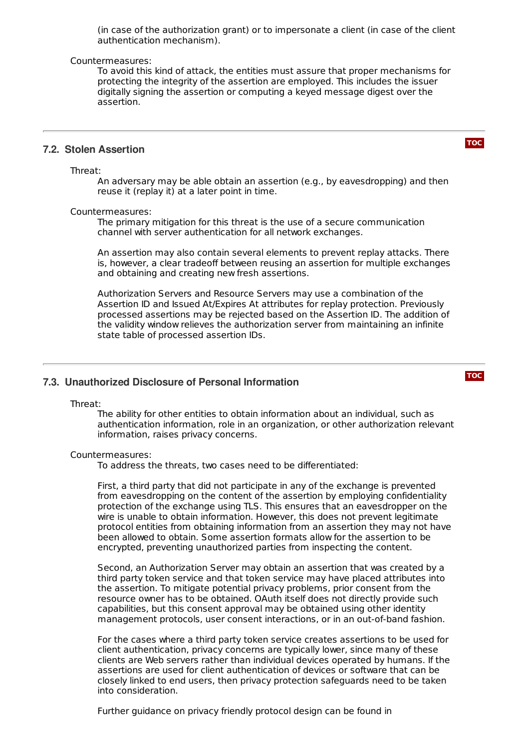(in case of the authorization grant) or to impersonate a client (in case of the client authentication mechanism).

Countermeasures:
: To avoid this kind of attack, the entities must assure that proper mechanisms for protecting the integrity of the assertion are employed. This includes the issuer digitally signing the assertion or computing a keyed message digest over the assertion.

### 7.2. Stolen Assertion

Threat:
: An adversary may be able obtain an assertion (e.g., by eavesdropping) and then reuse it (replay it) at a later point in time.

Countermeasures:
: The primary mitigation for this threat is the use of a secure communication channel with server authentication for all network exchanges.

  An assertion may also contain several elements to prevent replay attacks. There is, however, a clear tradeoff between reusing an assertion for multiple exchanges and obtaining and creating new fresh assertions.

  Authorization Servers and Resource Servers may use a combination of the Assertion ID and Issued At/Expires At attributes for replay protection. Previously processed assertions may be rejected based on the Assertion ID. The addition of the validity window relieves the authorization server from maintaining an infinite state table of processed assertion IDs.

### 7.3. Unauthorized Disclosure of Personal Information

Threat:
: The ability for other entities to obtain information about an individual, such as authentication information, role in an organization, or other authorization relevant information, raises privacy concerns.

Countermeasures:
: To address the threats, two cases need to be differentiated:

  First, a third party that did not participate in any of the exchange is prevented from eavesdropping on the content of the assertion by employing confidentiality protection of the exchange using TLS. This ensures that an eavesdropper on the wire is unable to obtain information. However, this does not prevent legitimate protocol entities from obtaining information from an assertion they may not have been allowed to obtain. Some assertion formats allow for the assertion to be encrypted, preventing unauthorized parties from inspecting the content.

  Second, an Authorization Server may obtain an assertion that was created by a third party token service and that token service may have placed attributes into the assertion. To mitigate potential privacy problems, prior consent from the resource owner has to be obtained. OAuth itself does not directly provide such capabilities, but this consent approval may be obtained using other identity management protocols, user consent interactions, or in an out-of-band fashion.

  For the cases where a third party token service creates assertions to be used for client authentication, privacy concerns are typically lower, since many of these clients are Web servers rather than individual devices operated by humans. If the assertions are used for client authentication of devices or software that can be closely linked to end users, then privacy protection safeguards need to be taken into consideration.

  Further guidance on privacy friendly protocol design can be found in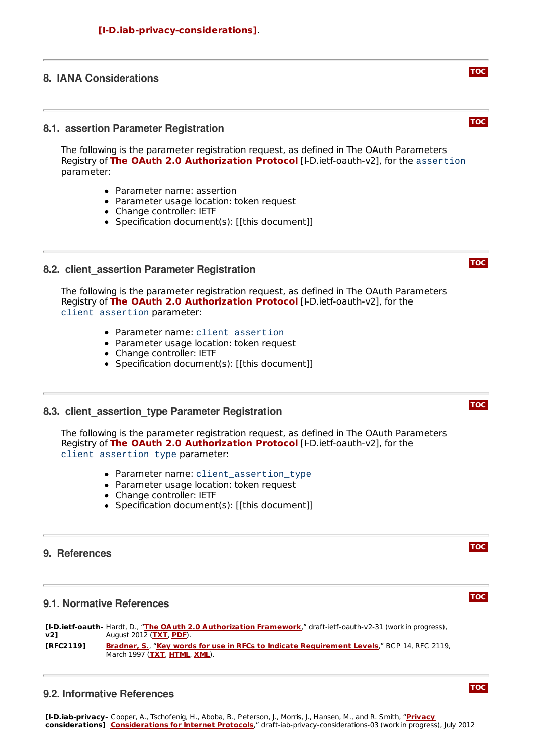[I-D.iab-privacy-considerations].

## 8. IANA Considerations

### 8.1. assertion Parameter Registration

The following is the parameter registration request, as defined in The OAuth Parameters Registry of **The OAuth 2.0 Authorization Protocol** [I-D.ietf-oauth-v2], for the `assertion` parameter:

- Parameter name: assertion
- Parameter usage location: token request
- Change controller: IETF
- Specification document(s): [[this document]]

### 8.2. client_assertion Parameter Registration

The following is the parameter registration request, as defined in The OAuth Parameters Registry of **The OAuth 2.0 Authorization Protocol** [I-D.ietf-oauth-v2], for the `client_assertion` parameter:

- Parameter name: `client_assertion`
- Parameter usage location: token request
- Change controller: IETF
- Specification document(s): [[this document]]

### 8.3. client_assertion_type Parameter Registration

The following is the parameter registration request, as defined in The OAuth Parameters Registry of **The OAuth 2.0 Authorization Protocol** [I-D.ietf-oauth-v2], for the `client_assertion_type` parameter:

- Parameter name: `client_assertion_type`
- Parameter usage location: token request
- Change controller: IETF
- Specification document(s): [[this document]]

## 9. References

### 9.1. Normative References

**[I-D.ietf-oauth-v2]** Hardt, D., "The OAuth 2.0 Authorization Framework," draft-ietf-oauth-v2-31 (work in progress), August 2012 (TXT, PDF).

**[RFC2119]** Bradner, S., "Key words for use in RFCs to Indicate Requirement Levels," BCP 14, RFC 2119, March 1997 (TXT, HTML, XML).

### 9.2. Informative References

**[I-D.iab-privacy-considerations]** Cooper, A., Tschofenig, H., Aboba, B., Peterson, J., Morris, J., Hansen, M., and R. Smith, "Privacy Considerations for Internet Protocols," draft-iab-privacy-considerations-03 (work in progress), July 2012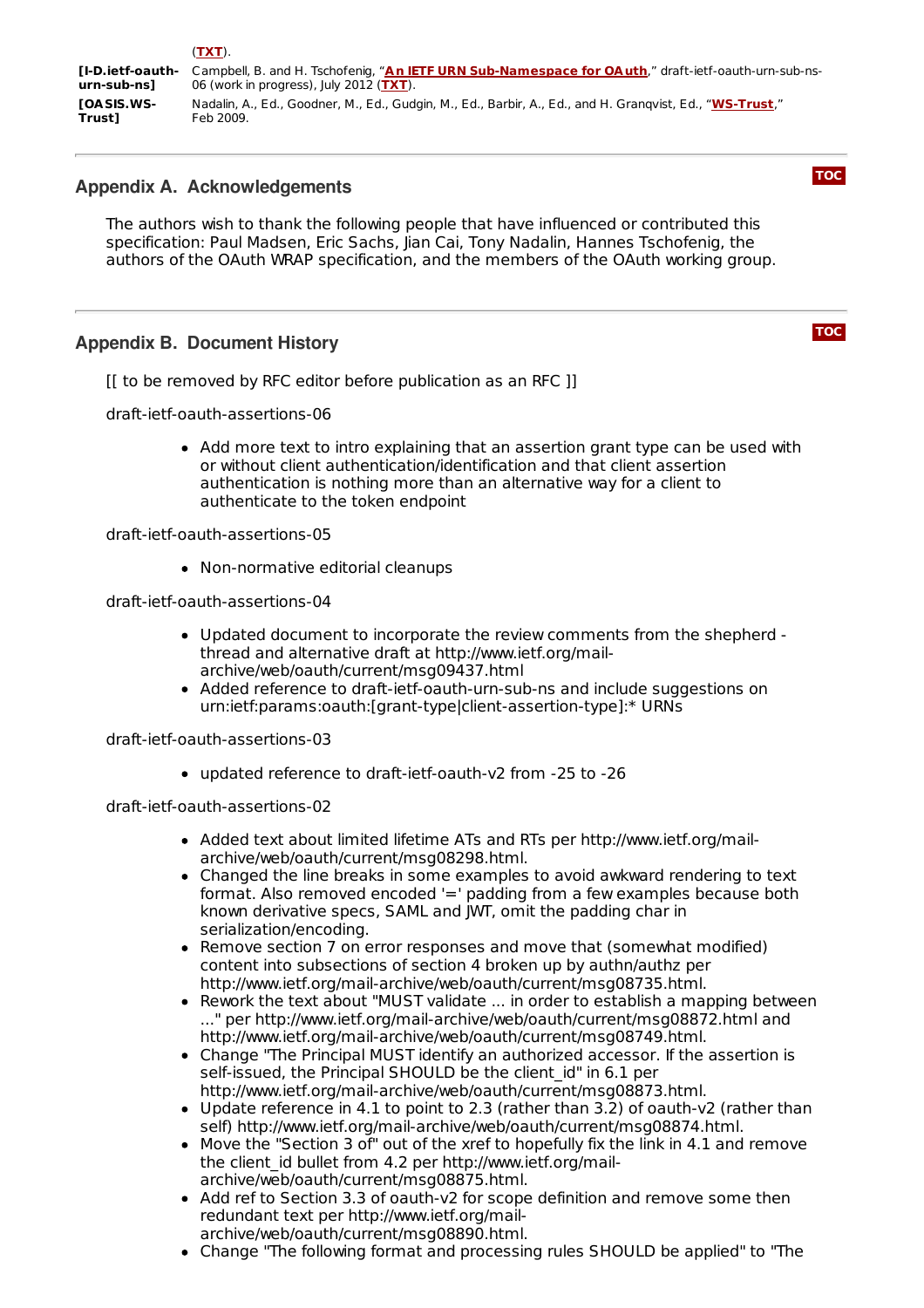(TXT).

| | |
|---|---|
| **[I-D.ietf-oauth-urn-sub-ns]** | Campbell, B. and H. Tschofenig, "**An IETF URN Sub-Namespace for OAuth**," draft-ietf-oauth-urn-sub-ns-06 (work in progress), July 2012 (**TXT**). |
| **[OASIS.WS-Trust]** | Nadalin, A., Ed., Goodner, M., Ed., Gudgin, M., Ed., Barbir, A., Ed., and H. Granqvist, Ed., "**WS-Trust**," Feb 2009. |

## Appendix A. Acknowledgements

The authors wish to thank the following people that have influenced or contributed this specification: Paul Madsen, Eric Sachs, Jian Cai, Tony Nadalin, Hannes Tschofenig, the authors of the OAuth WRAP specification, and the members of the OAuth working group.

## Appendix B. Document History

[[ to be removed by RFC editor before publication as an RFC ]]

draft-ietf-oauth-assertions-06

- Add more text to intro explaining that an assertion grant type can be used with or without client authentication/identification and that client assertion authentication is nothing more than an alternative way for a client to authenticate to the token endpoint

draft-ietf-oauth-assertions-05

- Non-normative editorial cleanups

draft-ietf-oauth-assertions-04

- Updated document to incorporate the review comments from the shepherd - thread and alternative draft at http://www.ietf.org/mail-archive/web/oauth/current/msg09437.html
- Added reference to draft-ietf-oauth-urn-sub-ns and include suggestions on urn:ietf:params:oauth:[grant-type|client-assertion-type]:* URNs

draft-ietf-oauth-assertions-03

- updated reference to draft-ietf-oauth-v2 from -25 to -26

draft-ietf-oauth-assertions-02

- Added text about limited lifetime ATs and RTs per http://www.ietf.org/mail-archive/web/oauth/current/msg08298.html.
- Changed the line breaks in some examples to avoid awkward rendering to text format. Also removed encoded '=' padding from a few examples because both known derivative specs, SAML and JWT, omit the padding char in serialization/encoding.
- Remove section 7 on error responses and move that (somewhat modified) content into subsections of section 4 broken up by authn/authz per http://www.ietf.org/mail-archive/web/oauth/current/msg08735.html.
- Rework the text about "MUST validate ... in order to establish a mapping between ..." per http://www.ietf.org/mail-archive/web/oauth/current/msg08872.html and http://www.ietf.org/mail-archive/web/oauth/current/msg08749.html.
- Change "The Principal MUST identify an authorized accessor. If the assertion is self-issued, the Principal SHOULD be the client_id" in 6.1 per http://www.ietf.org/mail-archive/web/oauth/current/msg08873.html.
- Update reference in 4.1 to point to 2.3 (rather than 3.2) of oauth-v2 (rather than self) http://www.ietf.org/mail-archive/web/oauth/current/msg08874.html.
- Move the "Section 3 of" out of the xref to hopefully fix the link in 4.1 and remove the client_id bullet from 4.2 per http://www.ietf.org/mail-archive/web/oauth/current/msg08875.html.
- Add ref to Section 3.3 of oauth-v2 for scope definition and remove some then redundant text per http://www.ietf.org/mail-archive/web/oauth/current/msg08890.html.
- Change "The following format and processing rules SHOULD be applied" to "The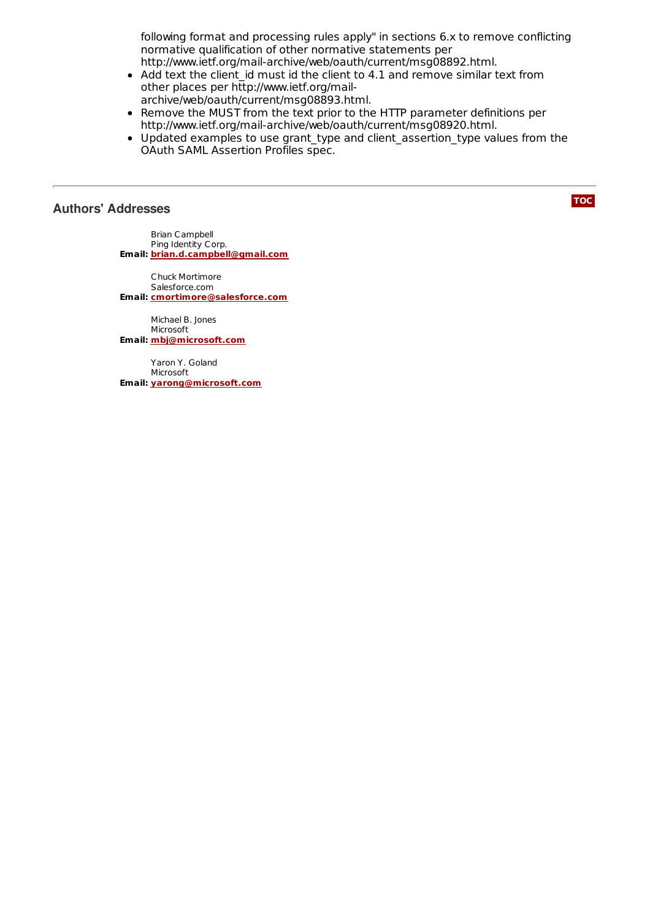following format and processing rules apply" in sections 6.x to remove conflicting normative qualification of other normative statements per http://www.ietf.org/mail-archive/web/oauth/current/msg08892.html.

- Add text the client_id must id the client to 4.1 and remove similar text from other places per http://www.ietf.org/mail-archive/web/oauth/current/msg08893.html.
- Remove the MUST from the text prior to the HTTP parameter definitions per http://www.ietf.org/mail-archive/web/oauth/current/msg08920.html.
- Updated examples to use grant_type and client_assertion_type values from the OAuth SAML Assertion Profiles spec.

---

## Authors' Addresses

Brian Campbell
Ping Identity Corp.
**Email:** brian.d.campbell@gmail.com

Chuck Mortimore
Salesforce.com
**Email:** cmortimore@salesforce.com

Michael B. Jones
Microsoft
**Email:** mbj@microsoft.com

Yaron Y. Goland
Microsoft
**Email:** yarong@microsoft.com